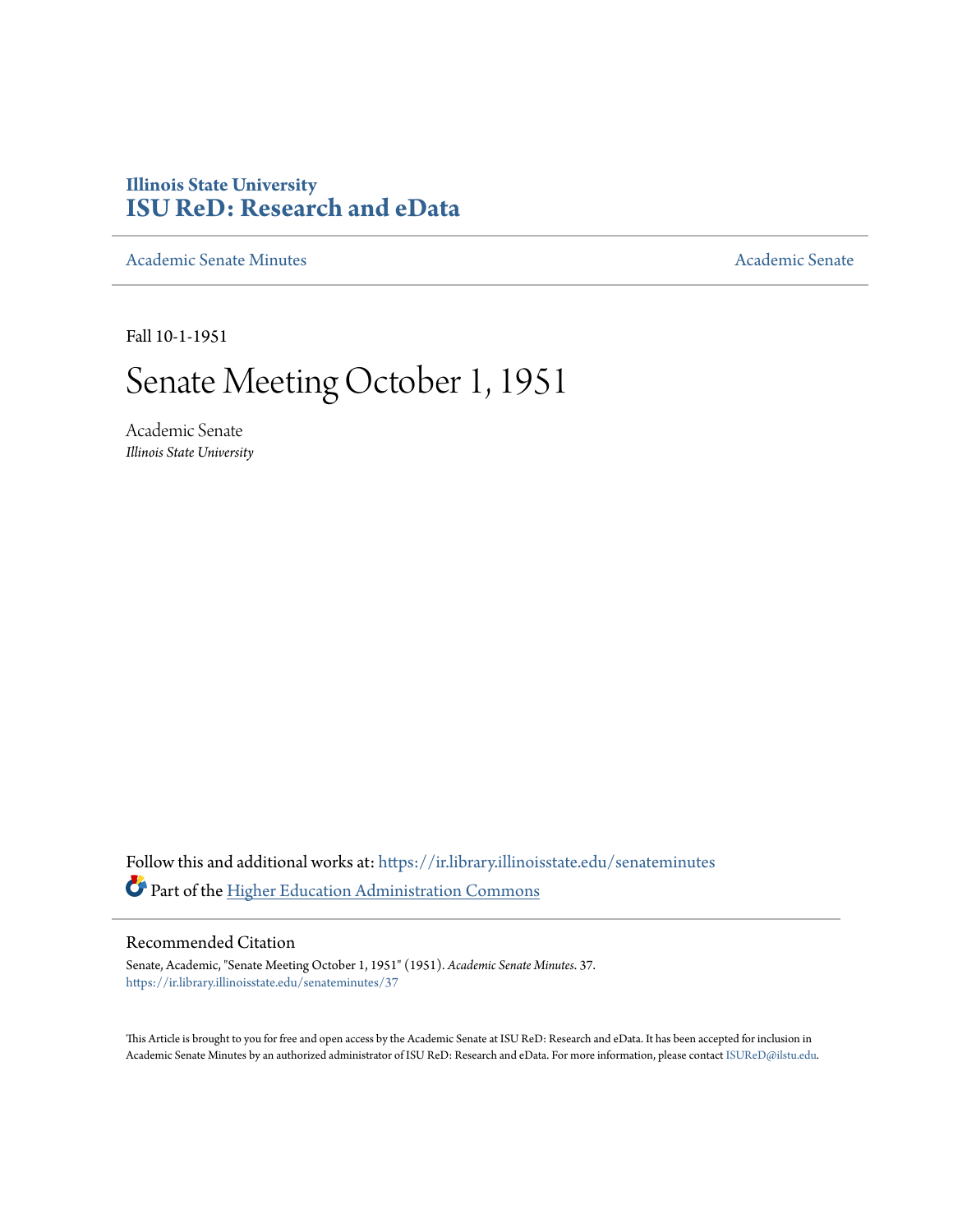# Illinois State University
# ISU ReD: Research and eData

Academic Senate Minutes

Academic Senate

Fall 10-1-1951

# Senate Meeting October 1, 1951

Academic Senate
*Illinois State University*

Follow this and additional works at: https://ir.library.illinoisstate.edu/senateminutes

Part of the Higher Education Administration Commons

## Recommended Citation

Senate, Academic, "Senate Meeting October 1, 1951" (1951). *Academic Senate Minutes*. 37.
https://ir.library.illinoisstate.edu/senateminutes/37

This Article is brought to you for free and open access by the Academic Senate at ISU ReD: Research and eData. It has been accepted for inclusion in Academic Senate Minutes by an authorized administrator of ISU ReD: Research and eData. For more information, please contact ISUReD@ilstu.edu.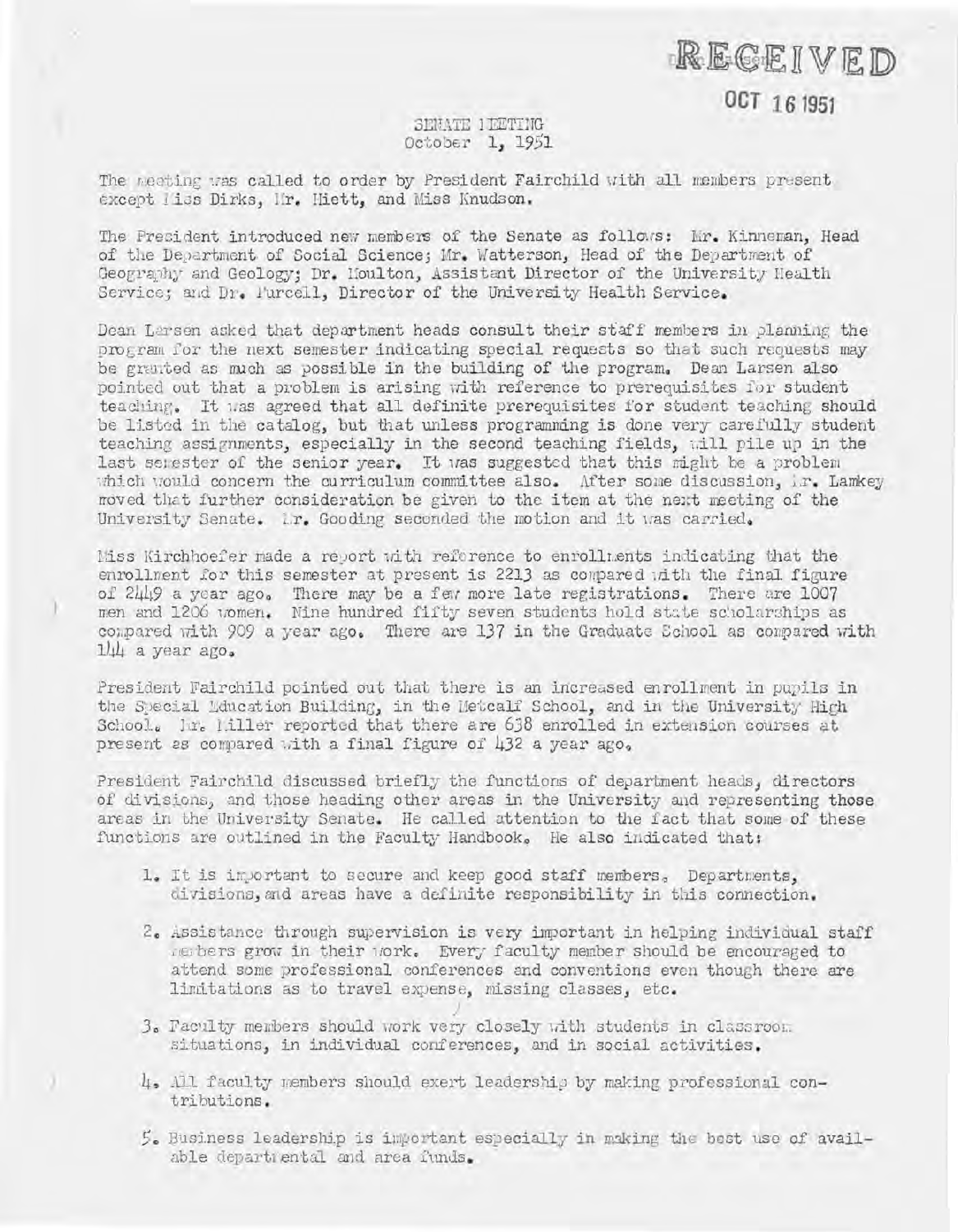RECEIVED

OCT 16 1951

SENATE MEETING
October 1, 1951

The meeting was called to order by President Fairchild with all members present except Miss Dirks, Mr. Hiett, and Miss Knudson.

The President introduced new members of the Senate as follows: Mr. Kinneman, Head of the Department of Social Science; Mr. Watterson, Head of the Department of Geography and Geology; Dr. Moulton, Assistant Director of the University Health Service; and Dr. Purcell, Director of the University Health Service.

Dean Larsen asked that department heads consult their staff members in planning the program for the next semester indicating special requests so that such requests may be granted as much as possible in the building of the program. Dean Larsen also pointed out that a problem is arising with reference to prerequisites for student teaching. It was agreed that all definite prerequisites for student teaching should be listed in the catalog, but that unless programming is done very carefully student teaching assignments, especially in the second teaching fields, will pile up in the last semester of the senior year. It was suggested that this might be a problem which would concern the curriculum committee also. After some discussion, Mr. Lamkey moved that further consideration be given to the item at the next meeting of the University Senate. Mr. Gooding seconded the motion and it was carried.

Miss Kirchhoefer made a report with reference to enrollments indicating that the enrollment for this semester at present is 2213 as compared with the final figure of 2449 a year ago. There may be a few more late registrations. There are 1007 men and 1206 women. Nine hundred fifty seven students hold state scholarships as compared with 909 a year ago. There are 137 in the Graduate School as compared with 144 a year ago.

President Fairchild pointed out that there is an increased enrollment in pupils in the Special Education Building, in the Metcalf School, and in the University High School. Mr. Miller reported that there are 638 enrolled in extension courses at present as compared with a final figure of 432 a year ago.

President Fairchild discussed briefly the functions of department heads, directors of divisions, and those heading other areas in the University and representing those areas in the University Senate. He called attention to the fact that some of these functions are outlined in the Faculty Handbook. He also indicated that:

1. It is important to secure and keep good staff members. Departments, divisions, and areas have a definite responsibility in this connection.

2. Assistance through supervision is very important in helping individual staff members grow in their work. Every faculty member should be encouraged to attend some professional conferences and conventions even though there are limitations as to travel expense, missing classes, etc.

3. Faculty members should work very closely with students in classroom situations, in individual conferences, and in social activities.

4. All faculty members should exert leadership by making professional contributions.

5. Business leadership is important especially in making the best use of available departmental and area funds.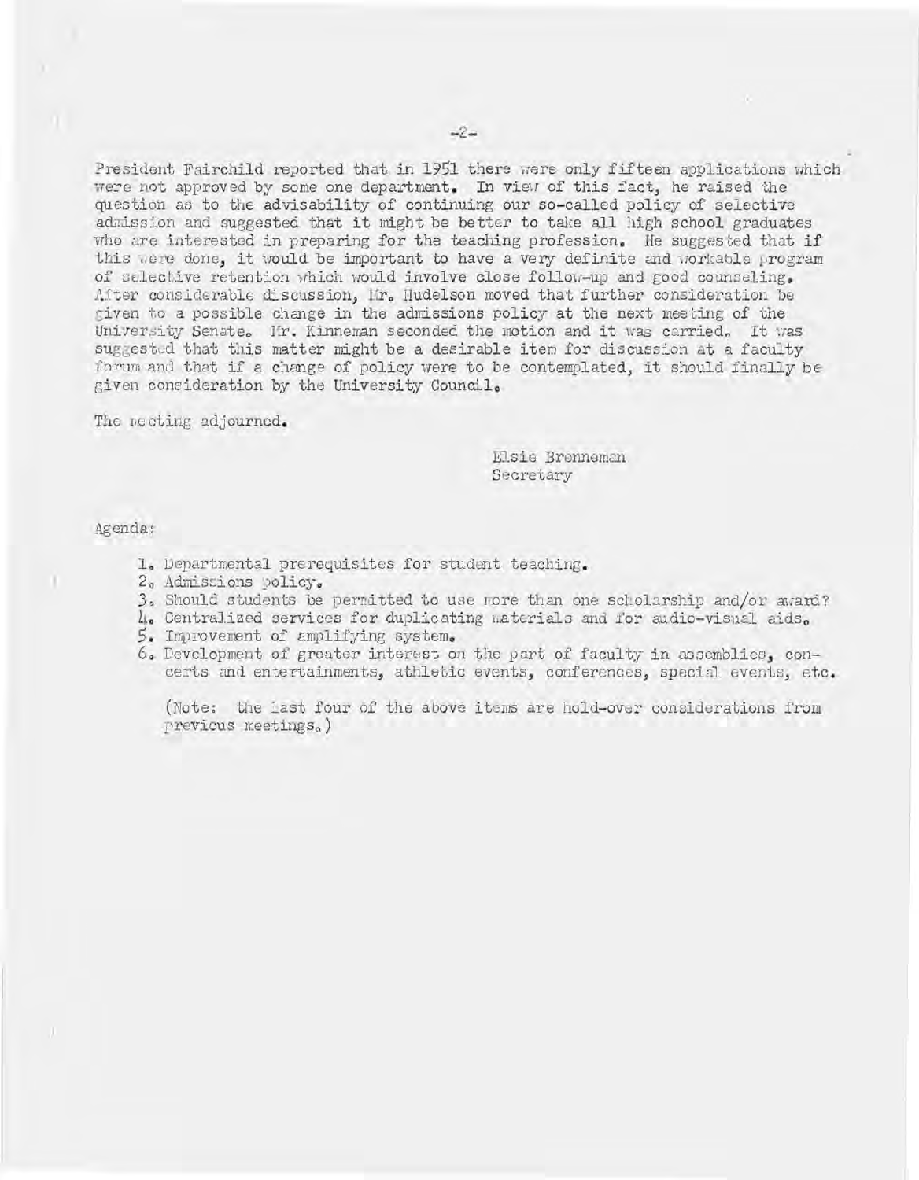President Fairchild reported that in 1951 there were only fifteen applications which were not approved by some one department. In view of this fact, he raised the question as to the advisability of continuing our so-called policy of selective admission and suggested that it might be better to take all high school graduates who are interested in preparing for the teaching profession. He suggested that if this were done, it would be important to have a very definite and workable program of selective retention which would involve close follow-up and good counseling. After considerable discussion, Mr. Hudelson moved that further consideration be given to a possible change in the admissions policy at the next meeting of the University Senate. Mr. Kinneman seconded the motion and it was carried. It was suggested that this matter might be a desirable item for discussion at a faculty forum and that if a change of policy were to be contemplated, it should finally be given consideration by the University Council.

The meeting adjourned.

Elsie Brenneman
Secretary

Agenda:

1. Departmental prerequisites for student teaching.
2. Admissions policy.
3. Should students be permitted to use more than one scholarship and/or award?
4. Centralized services for duplicating materials and for audio-visual aids.
5. Improvement of amplifying system.
6. Development of greater interest on the part of faculty in assemblies, concerts and entertainments, athletic events, conferences, special events, etc.

(Note: the last four of the above items are hold-over considerations from previous meetings.)